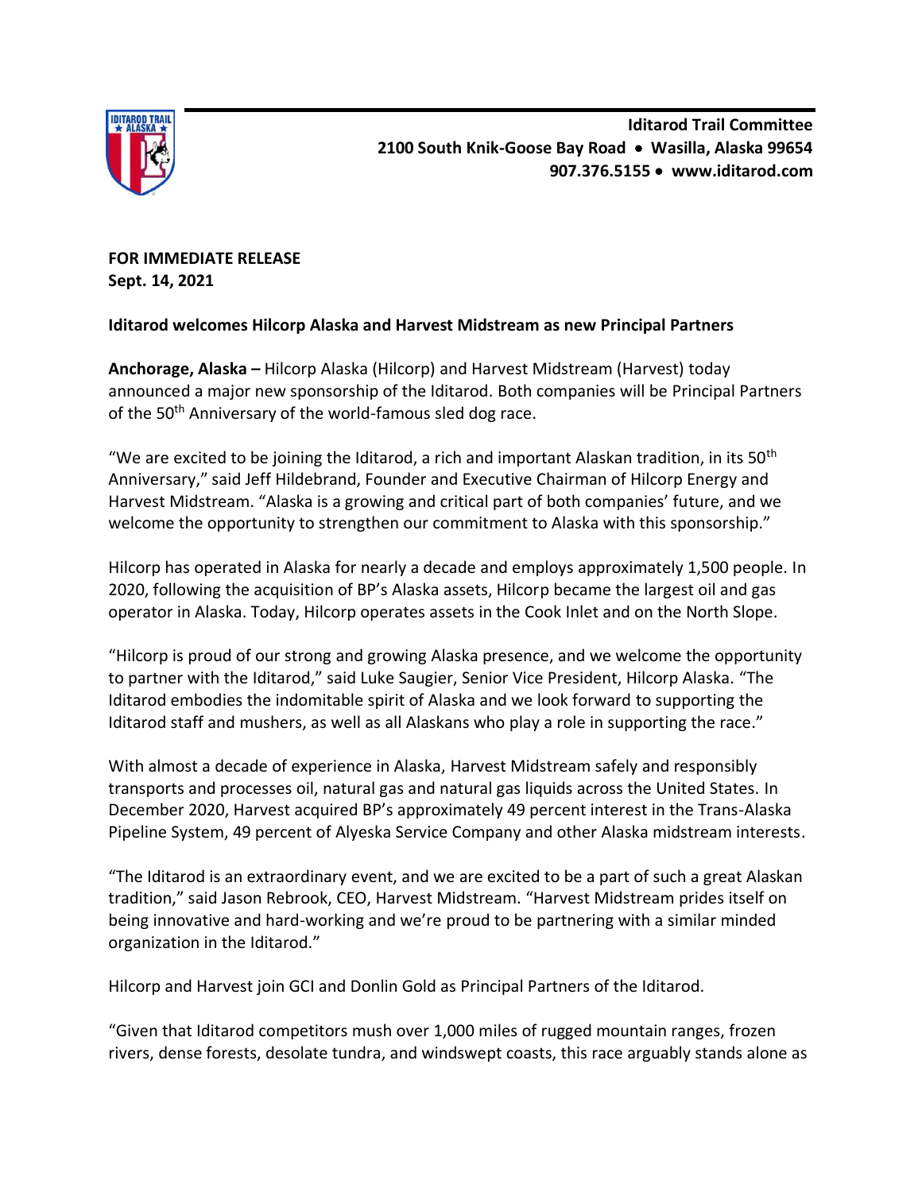**Iditarod Trail Committee**
**2100 South Knik-Goose Bay Road • Wasilla, Alaska 99654**
**907.376.5155 • www.iditarod.com**

**FOR IMMEDIATE RELEASE**
**Sept. 14, 2021**

**Iditarod welcomes Hilcorp Alaska and Harvest Midstream as new Principal Partners**

**Anchorage, Alaska –** Hilcorp Alaska (Hilcorp) and Harvest Midstream (Harvest) today announced a major new sponsorship of the Iditarod. Both companies will be Principal Partners of the 50th Anniversary of the world-famous sled dog race.

"We are excited to be joining the Iditarod, a rich and important Alaskan tradition, in its 50th Anniversary," said Jeff Hildebrand, Founder and Executive Chairman of Hilcorp Energy and Harvest Midstream. "Alaska is a growing and critical part of both companies' future, and we welcome the opportunity to strengthen our commitment to Alaska with this sponsorship."

Hilcorp has operated in Alaska for nearly a decade and employs approximately 1,500 people. In 2020, following the acquisition of BP's Alaska assets, Hilcorp became the largest oil and gas operator in Alaska. Today, Hilcorp operates assets in the Cook Inlet and on the North Slope.

"Hilcorp is proud of our strong and growing Alaska presence, and we welcome the opportunity to partner with the Iditarod," said Luke Saugier, Senior Vice President, Hilcorp Alaska. "The Iditarod embodies the indomitable spirit of Alaska and we look forward to supporting the Iditarod staff and mushers, as well as all Alaskans who play a role in supporting the race."

With almost a decade of experience in Alaska, Harvest Midstream safely and responsibly transports and processes oil, natural gas and natural gas liquids across the United States. In December 2020, Harvest acquired BP's approximately 49 percent interest in the Trans-Alaska Pipeline System, 49 percent of Alyeska Service Company and other Alaska midstream interests.

"The Iditarod is an extraordinary event, and we are excited to be a part of such a great Alaskan tradition," said Jason Rebrook, CEO, Harvest Midstream. "Harvest Midstream prides itself on being innovative and hard-working and we're proud to be partnering with a similar minded organization in the Iditarod."

Hilcorp and Harvest join GCI and Donlin Gold as Principal Partners of the Iditarod.

"Given that Iditarod competitors mush over 1,000 miles of rugged mountain ranges, frozen rivers, dense forests, desolate tundra, and windswept coasts, this race arguably stands alone as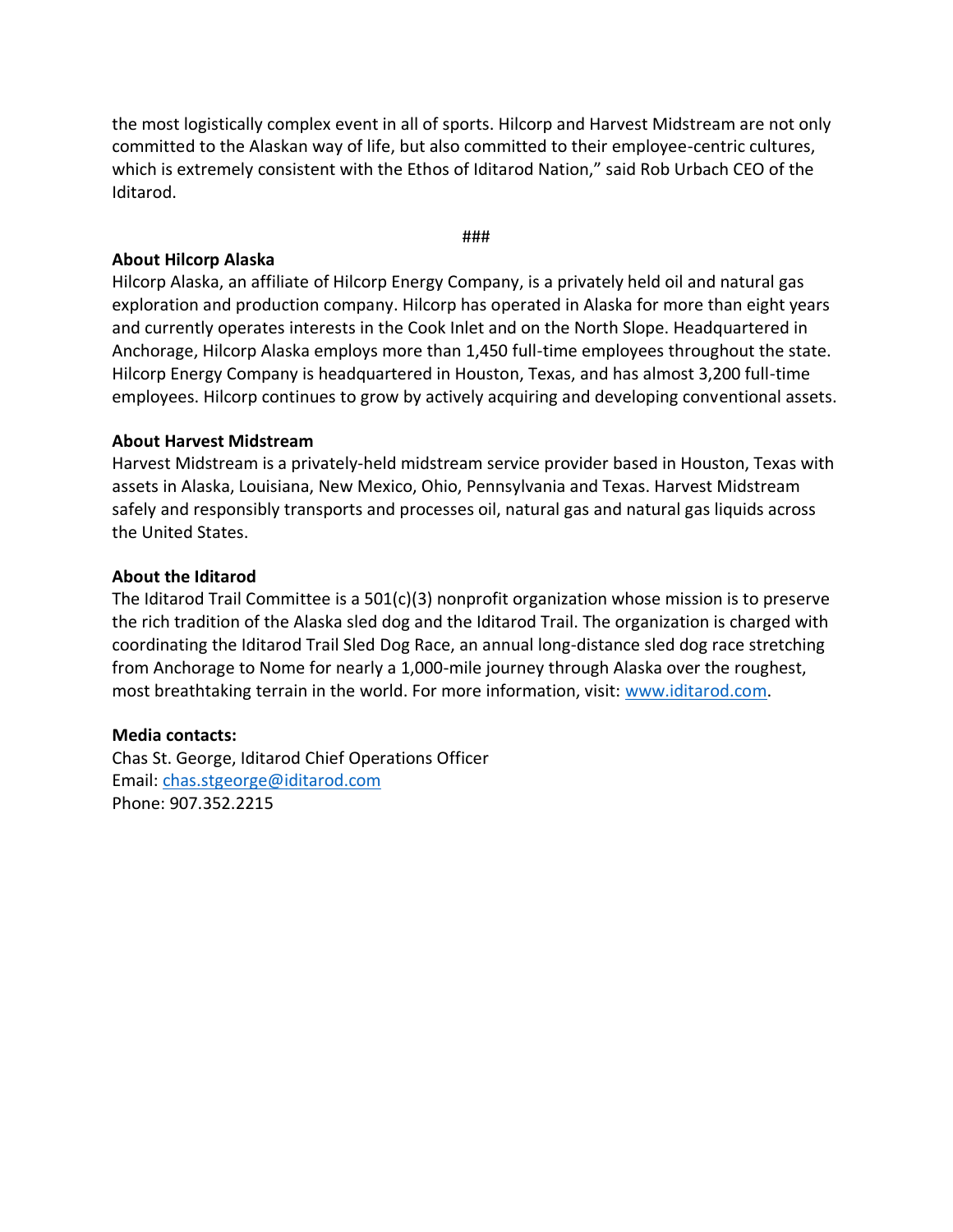the most logistically complex event in all of sports. Hilcorp and Harvest Midstream are not only committed to the Alaskan way of life, but also committed to their employee-centric cultures, which is extremely consistent with the Ethos of Iditarod Nation," said Rob Urbach CEO of the Iditarod.

###

**About Hilcorp Alaska**
Hilcorp Alaska, an affiliate of Hilcorp Energy Company, is a privately held oil and natural gas exploration and production company. Hilcorp has operated in Alaska for more than eight years and currently operates interests in the Cook Inlet and on the North Slope. Headquartered in Anchorage, Hilcorp Alaska employs more than 1,450 full-time employees throughout the state. Hilcorp Energy Company is headquartered in Houston, Texas, and has almost 3,200 full-time employees. Hilcorp continues to grow by actively acquiring and developing conventional assets.

**About Harvest Midstream**
Harvest Midstream is a privately-held midstream service provider based in Houston, Texas with assets in Alaska, Louisiana, New Mexico, Ohio, Pennsylvania and Texas. Harvest Midstream safely and responsibly transports and processes oil, natural gas and natural gas liquids across the United States.

**About the Iditarod**
The Iditarod Trail Committee is a 501(c)(3) nonprofit organization whose mission is to preserve the rich tradition of the Alaska sled dog and the Iditarod Trail. The organization is charged with coordinating the Iditarod Trail Sled Dog Race, an annual long-distance sled dog race stretching from Anchorage to Nome for nearly a 1,000-mile journey through Alaska over the roughest, most breathtaking terrain in the world. For more information, visit: [www.iditarod.com](http://www.iditarod.com).

**Media contacts:**
Chas St. George, Iditarod Chief Operations Officer
Email: [chas.stgeorge@iditarod.com](mailto:chas.stgeorge@iditarod.com)
Phone: 907.352.2215